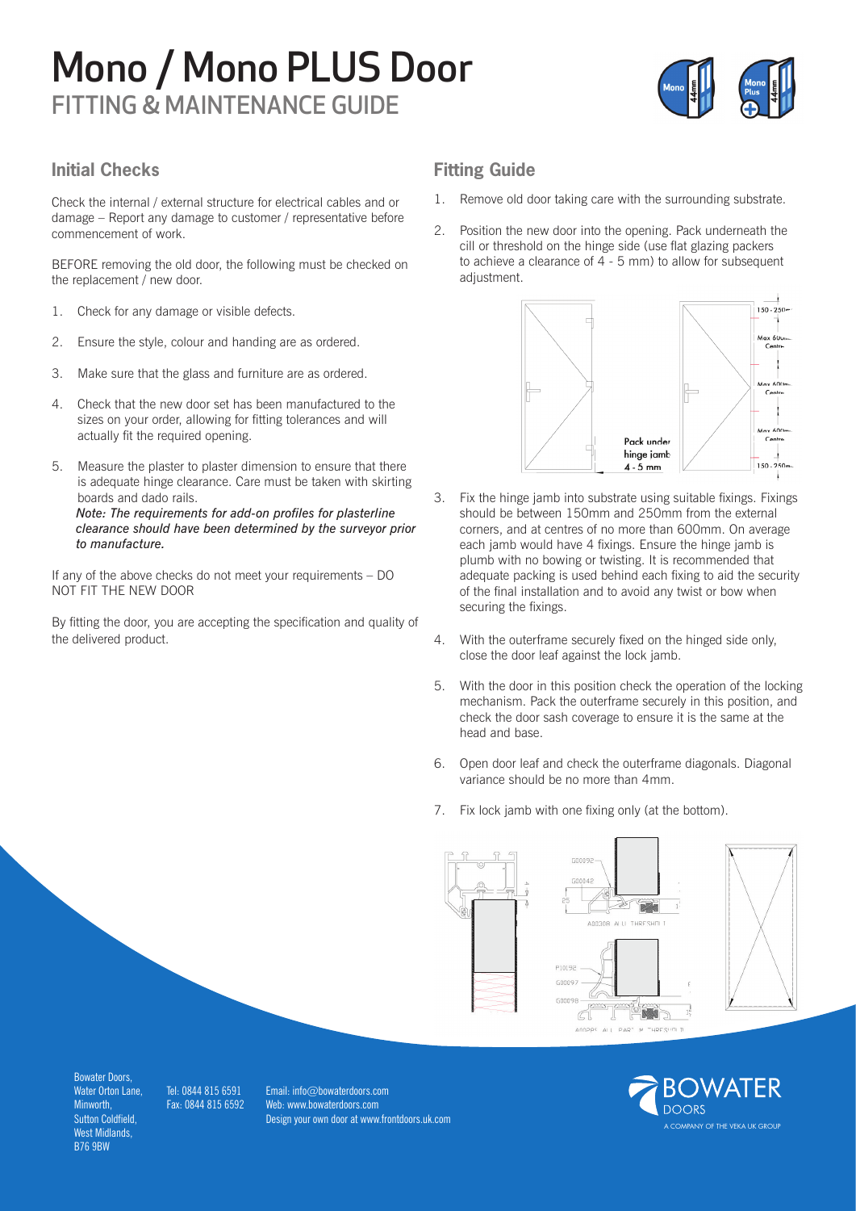# Mono / Mono PLUS Door
## FITTING & MAINTENANCE GUIDE

### Initial Checks

Check the internal / external structure for electrical cables and or damage – Report any damage to customer / representative before commencement of work.

BEFORE removing the old door, the following must be checked on the replacement / new door.

1. Check for any damage or visible defects.
2. Ensure the style, colour and handing are as ordered.
3. Make sure that the glass and furniture are as ordered.
4. Check that the new door set has been manufactured to the sizes on your order, allowing for fitting tolerances and will actually fit the required opening.
5. Measure the plaster to plaster dimension to ensure that there is adequate hinge clearance. Care must be taken with skirting boards and dado rails.
   *Note: The requirements for add-on profiles for plasterline clearance should have been determined by the surveyor prior to manufacture.*

If any of the above checks do not meet your requirements – DO NOT FIT THE NEW DOOR

By fitting the door, you are accepting the specification and quality of the delivered product.

### Fitting Guide

1. Remove old door taking care with the surrounding substrate.
2. Position the new door into the opening. Pack underneath the cill or threshold on the hinge side (use flat glazing packers to achieve a clearance of 4 - 5 mm) to allow for subsequent adjustment.
3. Fix the hinge jamb into substrate using suitable fixings. Fixings should be between 150mm and 250mm from the external corners, and at centres of no more than 600mm. On average each jamb would have 4 fixings. Ensure the hinge jamb is plumb with no bowing or twisting. It is recommended that adequate packing is used behind each fixing to aid the security of the final installation and to avoid any twist or bow when securing the fixings.
4. With the outerframe securely fixed on the hinged side only, close the door leaf against the lock jamb.
5. With the door in this position check the operation of the locking mechanism. Pack the outerframe securely in this position, and check the door sash coverage to ensure it is the same at the head and base.
6. Open door leaf and check the outerframe diagonals. Diagonal variance should be no more than 4mm.
7. Fix lock jamb with one fixing only (at the bottom).

Bowater Doors,
Water Orton Lane,
Minworth,
Sutton Coldfield,
West Midlands,
B76 9BW

Tel: 0844 815 6591
Fax: 0844 815 6592

Email: info@bowaterdoors.com
Web: www.bowaterdoors.com
Design your own door at www.frontdoors.uk.com

BOWATER DOORS
A COMPANY OF THE VEKA UK GROUP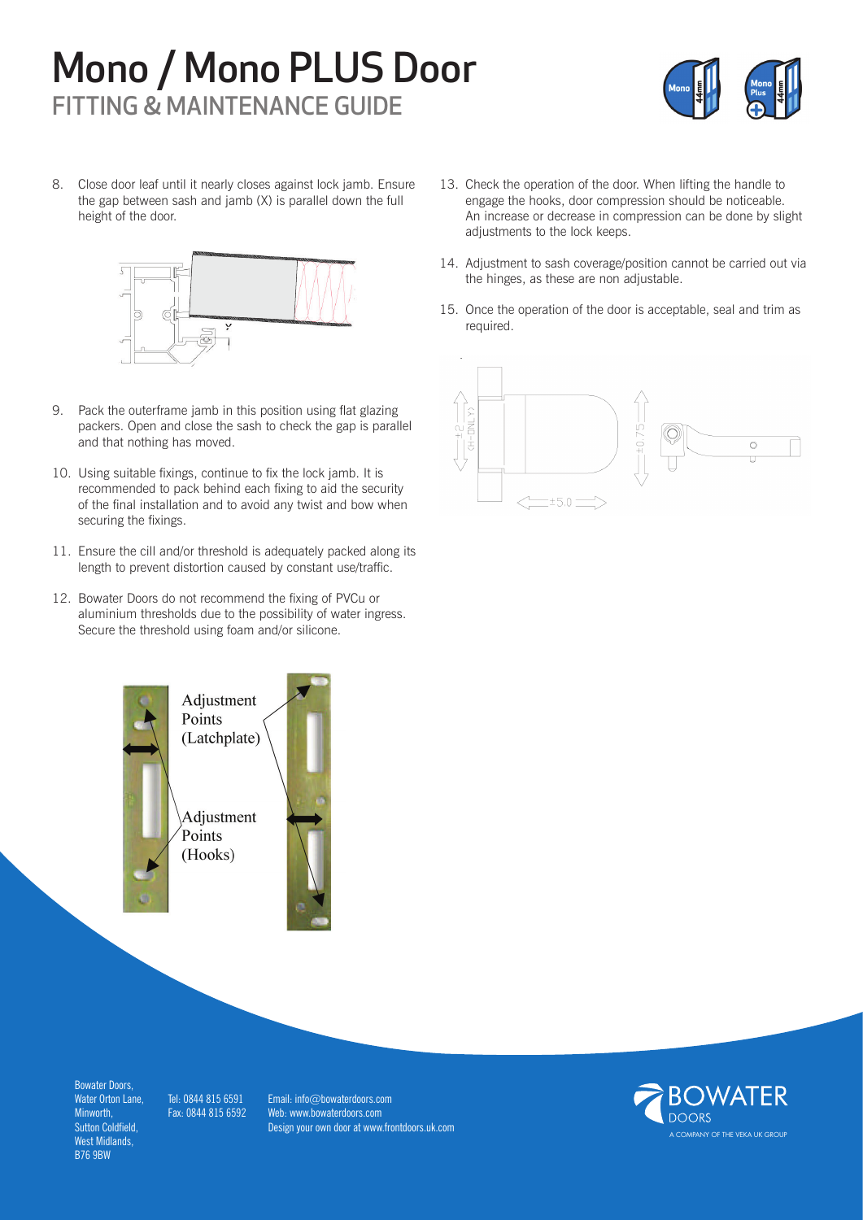# Mono / Mono PLUS Door
## FITTING & MAINTENANCE GUIDE

8. Close door leaf until it nearly closes against lock jamb. Ensure the gap between sash and jamb (X) is parallel down the full height of the door.

9. Pack the outerframe jamb in this position using flat glazing packers. Open and close the sash to check the gap is parallel and that nothing has moved.

10. Using suitable fixings, continue to fix the lock jamb. It is recommended to pack behind each fixing to aid the security of the final installation and to avoid any twist and bow when securing the fixings.

11. Ensure the cill and/or threshold is adequately packed along its length to prevent distortion caused by constant use/traffic.

12. Bowater Doors do not recommend the fixing of PVCu or aluminium thresholds due to the possibility of water ingress. Secure the threshold using foam and/or silicone.

Adjustment Points (Latchplate)

Adjustment Points (Hooks)

13. Check the operation of the door. When lifting the handle to engage the hooks, door compression should be noticeable. An increase or decrease in compression can be done by slight adjustments to the lock keeps.

14. Adjustment to sash coverage/position cannot be carried out via the hinges, as these are non adjustable.

15. Once the operation of the door is acceptable, seal and trim as required.

Bowater Doors, Water Orton Lane, Minworth, Sutton Coldfield, West Midlands, B76 9BW

Tel: 0844 815 6591
Fax: 0844 815 6592

Email: info@bowaterdoors.com
Web: www.bowaterdoors.com
Design your own door at www.frontdoors.uk.com

BOWATER DOORS
A COMPANY OF THE VEKA UK GROUP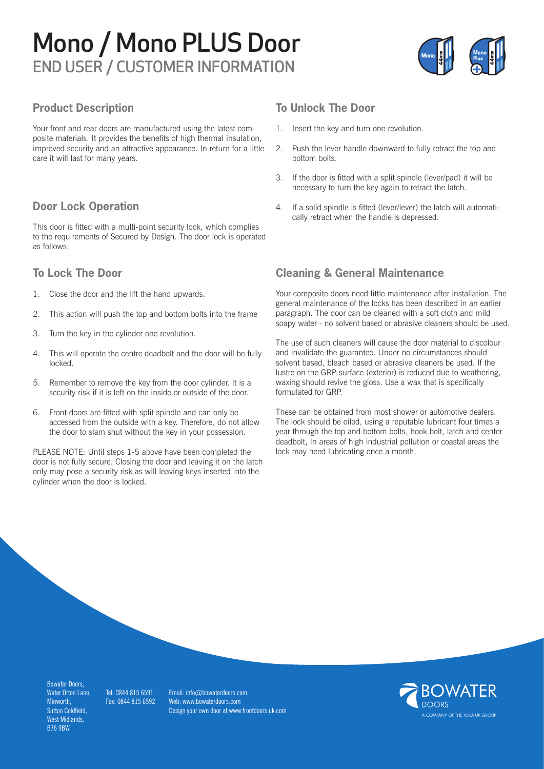# Mono / Mono PLUS Door

## END USER / CUSTOMER INFORMATION

### Product Description

Your front and rear doors are manufactured using the latest composite materials. It provides the benefits of high thermal insulation, improved security and an attractive appearance. In return for a little care it will last for many years.

### Door Lock Operation

This door is fitted with a multi-point security lock, which complies to the requirements of Secured by Design. The door lock is operated as follows;

### To Lock The Door

1. Close the door and the lift the hand upwards.
2. This action will push the top and bottom bolts into the frame
3. Turn the key in the cylinder one revolution.
4. This will operate the centre deadbolt and the door will be fully locked.
5. Remember to remove the key from the door cylinder. It is a security risk if it is left on the inside or outside of the door.
6. Front doors are fitted with split spindle and can only be accessed from the outside with a key. Therefore, do not allow the door to slam shut without the key in your possession.

PLEASE NOTE: Until steps 1-5 above have been completed the door is not fully secure. Closing the door and leaving it on the latch only may pose a security risk as will leaving keys inserted into the cylinder when the door is locked.

### To Unlock The Door

1. Insert the key and turn one revolution.
2. Push the lever handle downward to fully retract the top and bottom bolts.
3. If the door is fitted with a split spindle (lever/pad) it will be necessary to turn the key again to retract the latch.
4. If a solid spindle is fitted (lever/lever) the latch will automatically retract when the handle is depressed.

### Cleaning & General Maintenance

Your composite doors need little maintenance after installation. The general maintenance of the locks has been described in an earlier paragraph. The door can be cleaned with a soft cloth and mild soapy water - no solvent based or abrasive cleaners should be used.

The use of such cleaners will cause the door material to discolour and invalidate the guarantee. Under no circumstances should solvent based, bleach based or abrasive cleaners be used. If the lustre on the GRP surface (exterior) is reduced due to weathering, waxing should revive the gloss. Use a wax that is specifically formulated for GRP.

These can be obtained from most shower or automotive dealers. The lock should be oiled, using a reputable lubricant four times a year through the top and bottom bolts, hook bolt, latch and center deadbolt, In areas of high industrial pollution or coastal areas the lock may need lubricating once a month.

Bowater Doors,
Water Orton Lane,
Minworth,
Sutton Coldfield,
West Midlands,
B76 9BW

Tel: 0844 815 6591
Fax: 0844 815 6592

Email: info@bowaterdoors.com
Web: www.bowaterdoors.com
Design your own door at www.frontdoors.uk.com

BOWATER DOORS
A COMPANY OF THE VEKA UK GROUP